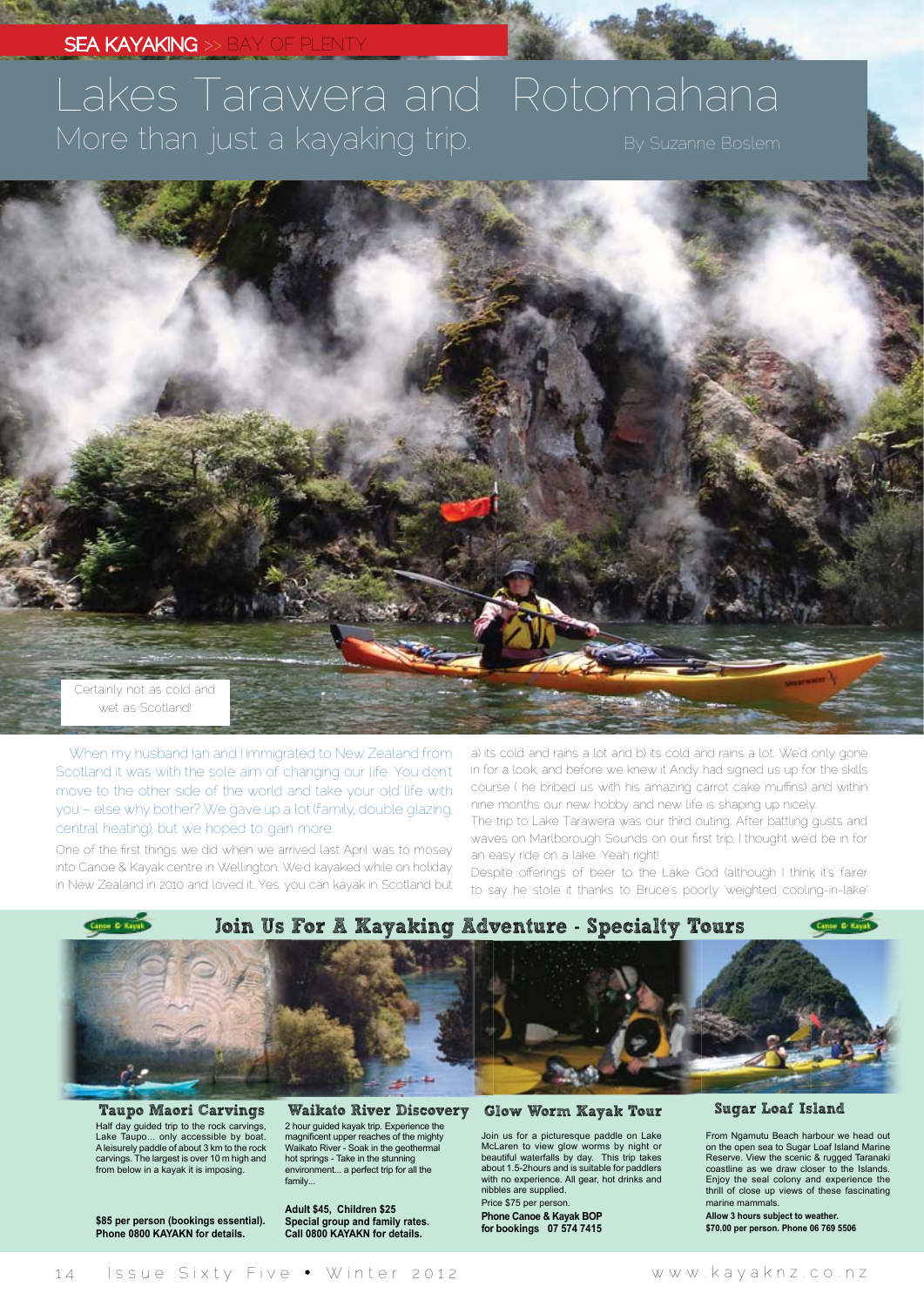SEA KAYAKING >> BAY OF PLENTY

# Lakes Tarawera and Rotomahana

## More than just a kayaking trip.

By Suzanne Boslem

Certainly not as cold and wet as Scotland!

When my husband Ian and I immigrated to New Zealand from Scotland it was with the sole aim of changing our life. You don't move to the other side of the world and take your old life with you – else why bother? We gave up a lot (family, double glazing, central heating) but we hoped to gain more.

One of the first things we did when we arrived last April was to mosey into Canoe & Kayak centre in Wellington. We'd kayaked while on holiday in New Zealand in 2010 and loved it. Yes, you can kayak in Scotland but a) its cold and rains a lot and b) its cold and rains a lot. We'd only gone in for a look and before we knew it Andy had signed us up for the skills course ( he bribed us with his amazing carrot cake muffins) and within nine months our new hobby and new life is shaping up nicely.

The trip to Lake Tarawera was our third outing. After battling gusts and waves on Marlborough Sounds on our first trip, I thought we'd be in for an easy ride on a lake. Yeah right!

Despite offerings of beer to the Lake God (although I think it's fairer to say he stole it thanks to Bruce's poorly 'weighted cooling-in-lake'

## Join Us For A Kayaking Adventure - Specialty Tours

### Taupo Maori Carvings

Half day guided trip to the rock carvings, Lake Taupo... only accessible by boat. A leisurely paddle of about 3 km to the rock carvings. The largest is over 10 m high and from below in a kayak it is imposing.

**$85 per person (bookings essential). Phone 0800 KAYAKN for details.**

### Waikato River Discovery

2 hour guided kayak trip. Experience the magnificent upper reaches of the mighty Waikato River - Soak in the geothermal hot springs - Take in the stunning environment... a perfect trip for all the family...

**Adult $45, Children $25**
**Special group and family rates.**
**Call 0800 KAYAKN for details.**

### Glow Worm Kayak Tour

Join us for a picturesque paddle on Lake McLaren to view glow worms by night or beautiful waterfalls by day. This trip takes about 1.5-2hours and is suitable for paddlers with no experience. All gear, hot drinks and nibbles are supplied.

Price $75 per person.

**Phone Canoe & Kayak BOP for bookings 07 574 7415**

### Sugar Loaf Island

From Ngamutu Beach harbour we head out on the open sea to Sugar Loaf Island Marine Reserve. View the scenic & rugged Taranaki coastline as we draw closer to the Islands. Enjoy the seal colony and experience the thrill of close up views of these fascinating marine mammals.

**Allow 3 hours subject to weather.**
**$70.00 per person. Phone 06 769 5506**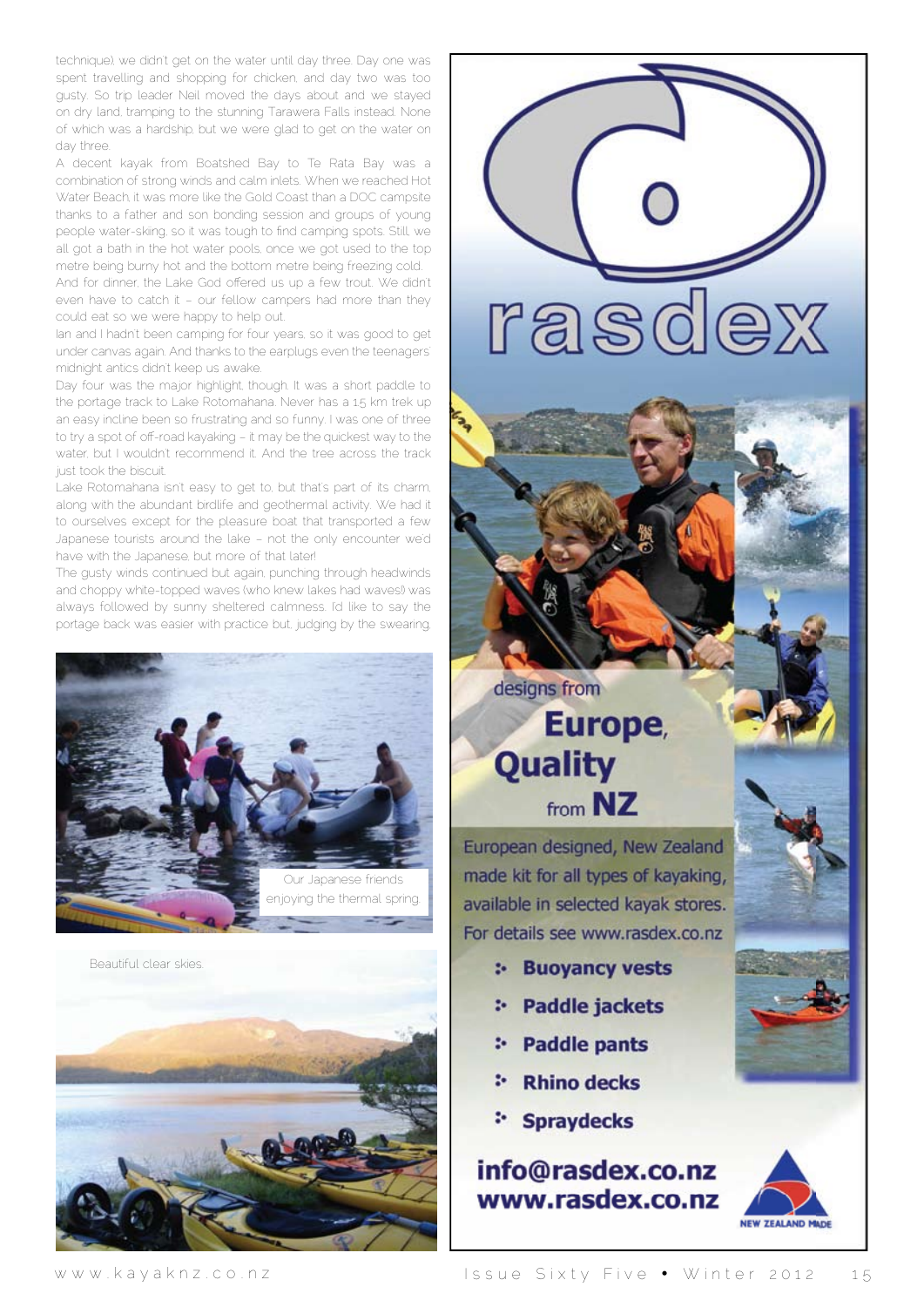technique), we didn't get on the water until day three. Day one was spent travelling and shopping for chicken, and day two was too gusty. So trip leader Neil moved the days about and we stayed on dry land, tramping to the stunning Tarawera Falls instead. None of which was a hardship, but we were glad to get on the water on day three.

A decent kayak from Boatshed Bay to Te Rata Bay was a combination of strong winds and calm inlets. When we reached Hot Water Beach, it was more like the Gold Coast than a DOC campsite thanks to a father and son bonding session and groups of young people water-skiing, so it was tough to find camping spots. Still, we all got a bath in the hot water pools, once we got used to the top metre being burny hot and the bottom metre being freezing cold.

And for dinner, the Lake God offered us up a few trout. We didn't even have to catch it – our fellow campers had more than they could eat so we were happy to help out.

Ian and I hadn't been camping for four years, so it was good to get under canvas again. And thanks to the earplugs even the teenagers' midnight antics didn't keep us awake.

Day four was the major highlight, though. It was a short paddle to the portage track to Lake Rotomahana. Never has a 1.5 km trek up an easy incline been so frustrating and so funny. I was one of three to try a spot of off-road kayaking – it may be the quickest way to the water, but I wouldn't recommend it. And the tree across the track just took the biscuit.

Lake Rotomahana isn't easy to get to, but that's part of its charm, along with the abundant birdlife and geothermal activity. We had it to ourselves except for the pleasure boat that transported a few Japanese tourists around the lake – not the only encounter we'd have with the Japanese, but more of that later!

The gusty winds continued but again, punching through headwinds and choppy white-topped waves (who knew lakes had waves!) was always followed by sunny sheltered calmness. I'd like to say the portage back was easier with practice but, judging by the swearing,

Our Japanese friends enjoying the thermal spring.

Beautiful clear skies.

rasdex

designs from **Europe, Quality** from **NZ**

European designed, New Zealand made kit for all types of kayaking, available in selected kayak stores. For details see www.rasdex.co.nz

- **Buoyancy vests**
- **Paddle jackets**
- **Paddle pants**
- **Rhino decks**
- **Spraydecks**

**info@rasdex.co.nz**
**www.rasdex.co.nz**

NEW ZEALAND MADE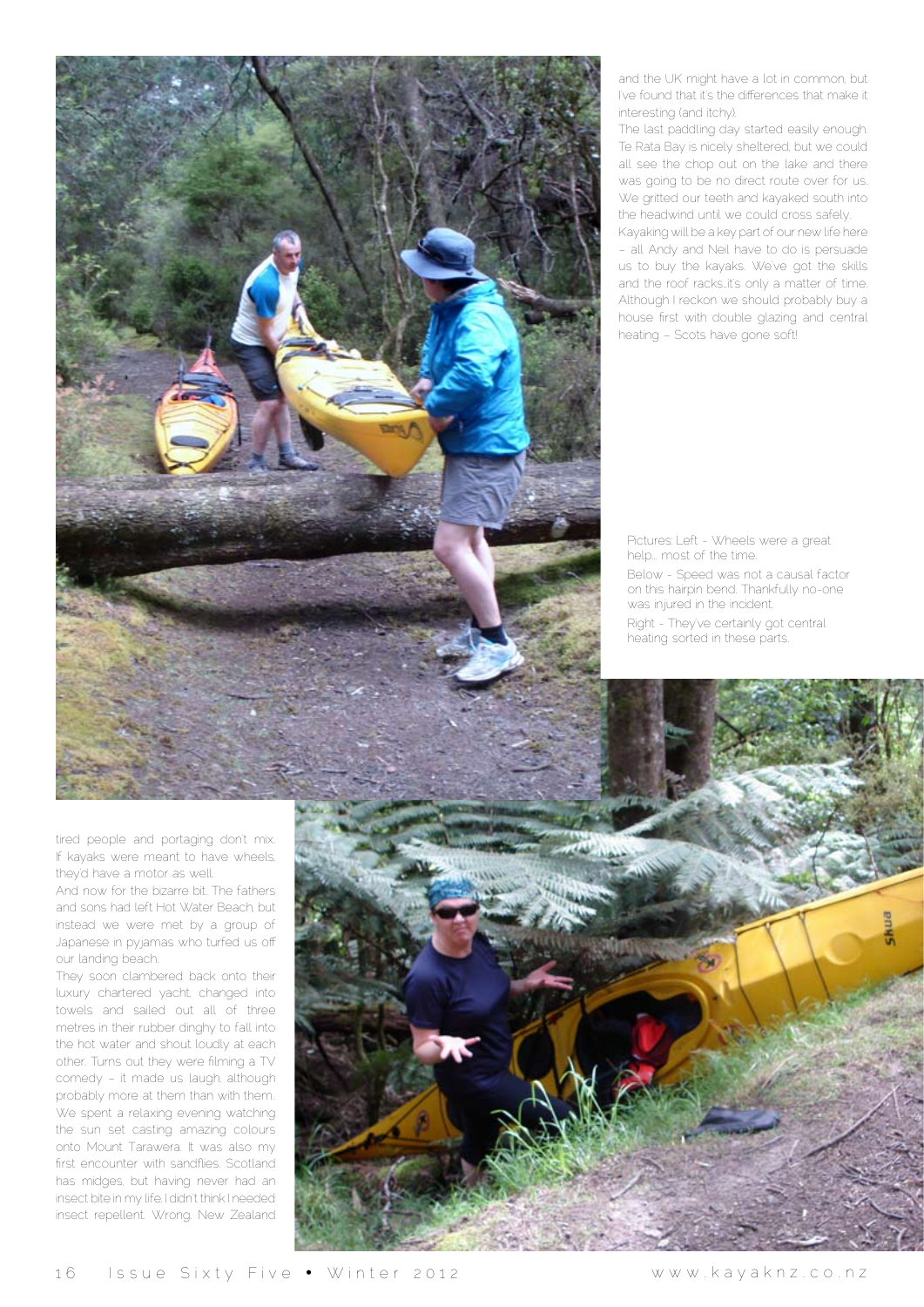and the UK might have a lot in common, but I've found that it's the differences that make it interesting (and itchy).

The last paddling day started easily enough. Te Rata Bay is nicely sheltered, but we could all see the chop out on the lake and there was going to be no direct route over for us. We gritted our teeth and kayaked south into the headwind until we could cross safely.

Kayaking will be a key part of our new life here – all Andy and Neil have to do is persuade us to buy the kayaks. We've got the skills and the roof racks..it's only a matter of time. Although I reckon we should probably buy a house first with double glazing and central heating – Scots have gone soft!

Pictures: Left - Wheels were a great help... most of the time.

Below - Speed was not a causal factor on this hairpin bend. Thankfully no-one was injured in the incident.

Right - They've certainly got central heating sorted in these parts.

tired people and portaging don't mix. If kayaks were meant to have wheels, they'd have a motor as well.

And now for the bizarre bit. The fathers and sons had left Hot Water Beach but instead we were met by a group of Japanese in pyjamas who turfed us off our landing beach.

They soon clambered back onto their luxury chartered yacht, changed into towels and sailed out all of three metres in their rubber dinghy to fall into the hot water and shout loudly at each other. Turns out they were filming a TV comedy – it made us laugh, although probably more at them than with them.

We spent a relaxing evening watching the sun set casting amazing colours onto Mount Tarawera. It was also my first encounter with sandflies. Scotland has midges, but having never had an insect bite in my life I didn't think I needed insect repellent. Wrong. New Zealand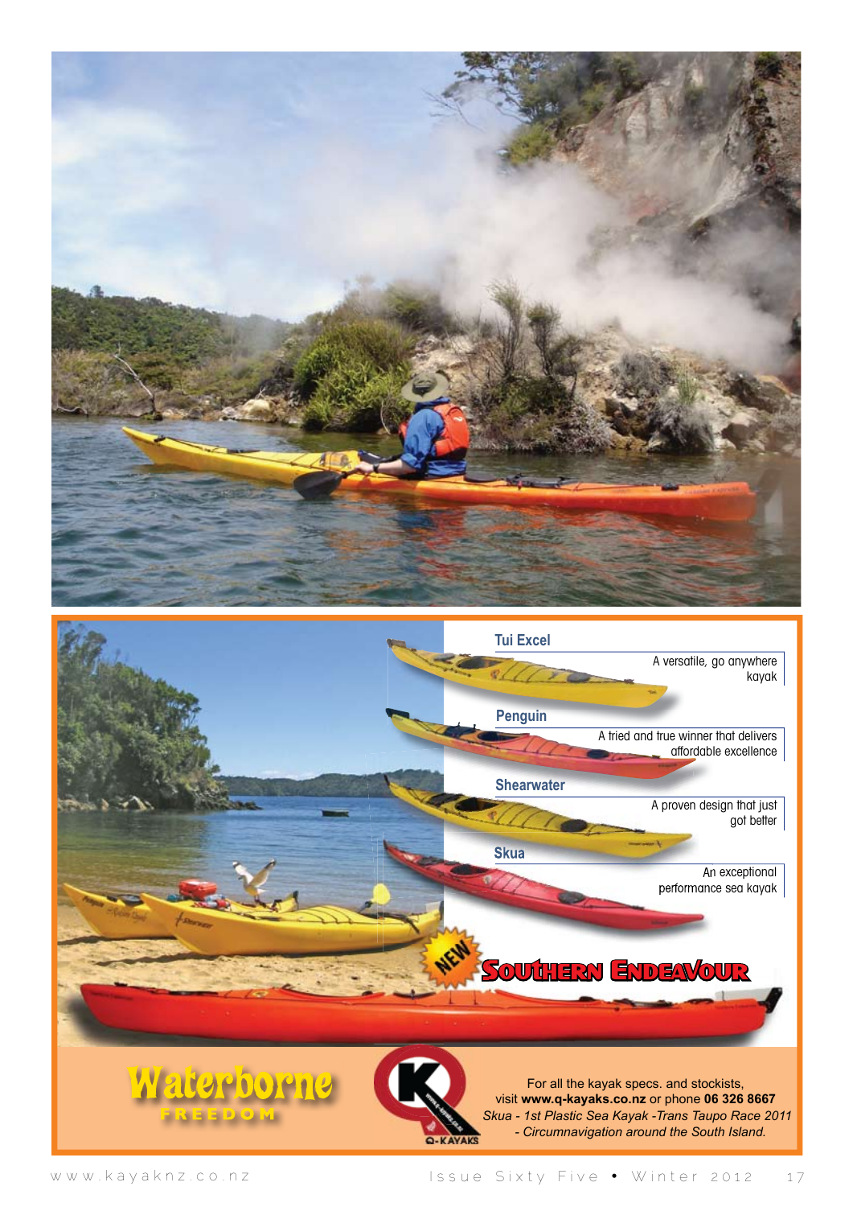Tui Excel

A versatile, go anywhere kayak

Penguin

A tried and true winner that delivers affordable excellence

Shearwater

A proven design that just got better

Skua

An exceptional performance sea kayak

NEW

SOUTHERN ENDEAVOUR

Waterborne FREEDOM

Q-KAYAKS

For all the kayak specs. and stockists, visit **www.q-kayaks.co.nz** or phone **06 326 8667**

*Skua - 1st Plastic Sea Kayak -Trans Taupo Race 2011*
*- Circumnavigation around the South Island.*